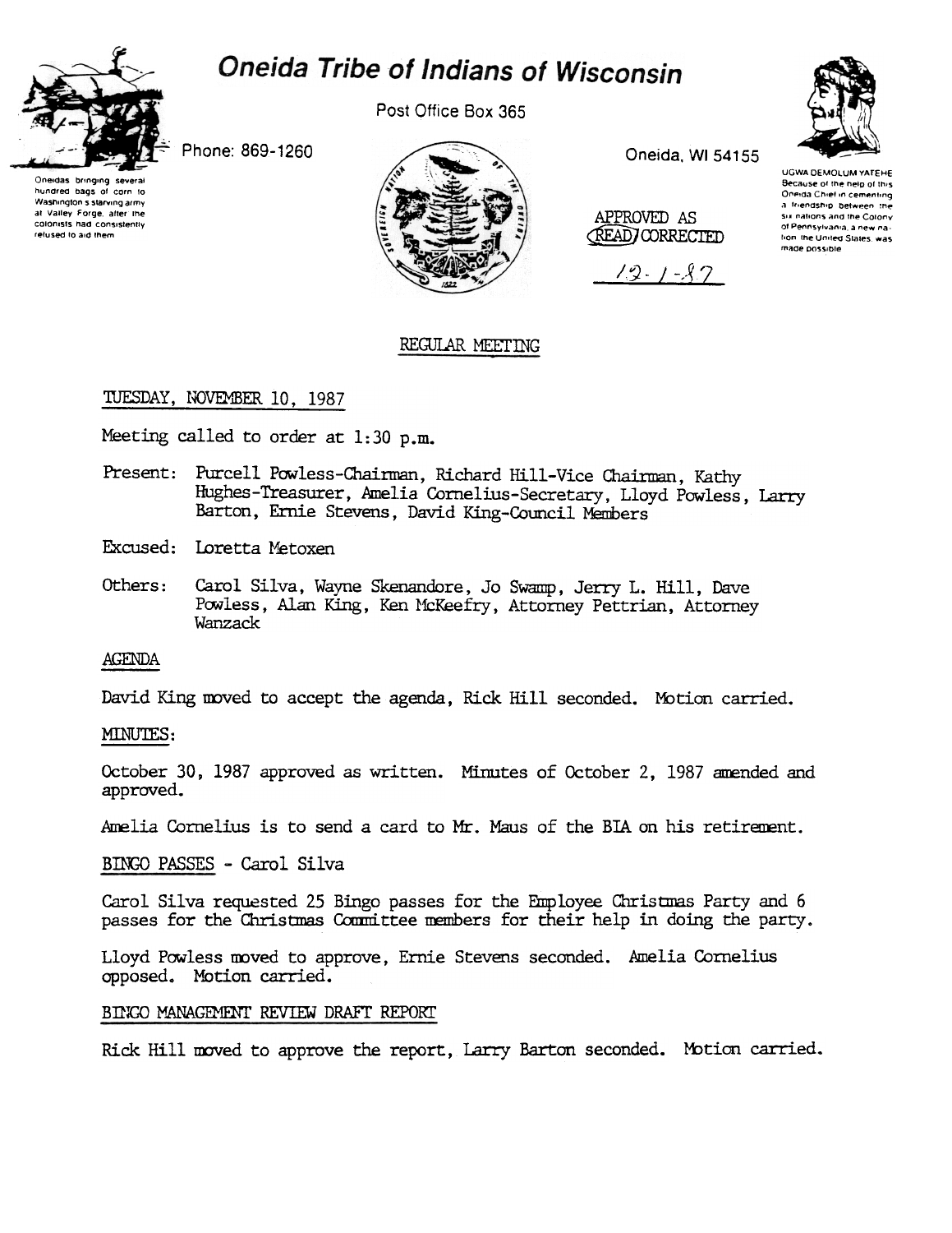# Oneida Tribe of Indians of Wisconsin

Oneidas bringing several hundred bags of corn to Washington's starving army at Valley Forge, after the colonists had consistently refused to aid them

Phone: 869-1260

Post Office Box 365

Oneida, WI 54155

UGWA DEMOLUM YATEHE Because of the help of this Oneida Chief in cementing a friendship between the six nations and the Colony of Pennsylvania, a new nation, the United States, was made possible

APPROVED AS READ/CORRECTED

12-1-87

## REGULAR MEETING

### TUESDAY, NOVEMBER 10, 1987

Meeting called to order at 1:30 p.m.

Present: Purcell Powless-Chairman, Richard Hill-Vice Chairman, Kathy Hughes-Treasurer, Amelia Cornelius-Secretary, Lloyd Powless, Larry Barton, Ernie Stevens, David King-Council Members

Excused: Loretta Metoxen

Others: Carol Silva, Wayne Skenandore, Jo Swamp, Jerry L. Hill, Dave Powless, Alan King, Ken McKeefry, Attorney Pettrian, Attorney Wanzack

### AGENDA

David King moved to accept the agenda, Rick Hill seconded. Motion carried.

### MINUTES:

October 30, 1987 approved as written. Minutes of October 2, 1987 amended and approved.

Amelia Cornelius is to send a card to Mr. Maus of the BIA on his retirement.

### BINGO PASSES - Carol Silva

Carol Silva requested 25 Bingo passes for the Employee Christmas Party and 6 passes for the Christmas Committee members for their help in doing the party.

Lloyd Powless moved to approve, Ernie Stevens seconded. Amelia Cornelius opposed. Motion carried.

### BINGO MANAGEMENT REVIEW DRAFT REPORT

Rick Hill moved to approve the report, Larry Barton seconded. Motion carried.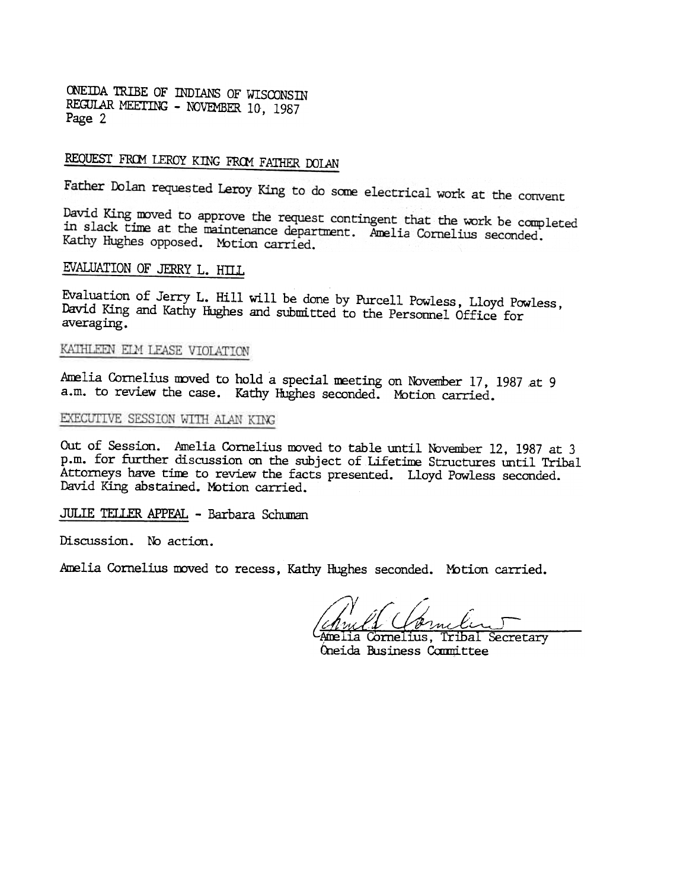## REQUEST FROM LEROY KING FROM FATHER DOLAN

Father Dolan requested Leroy King to do some electrical work at the convent

David King moved to approve the request contingent that the work be completed in slack time at the maintenance department. Amelia Cornelius seconded. Kathy Hughes opposed. Motion carried.

## EVALUATION OF JERRY L. HILL

Evaluation of Jerry L. Hill will be done by Purcell Powless, Lloyd Powless, David King and Kathy Hughes and submitted to the Personnel Office for averaging.

## KATHLEEN ELM LEASE VIOLATION

Amelia Cornelius moved to hold a special meeting on November 17, 1987 at 9 a.m. to review the case. Kathy Hughes seconded. Motion carried.

## EXECUTIVE SESSION WITH ALAN KING

Out of Session. Amelia Cornelius moved to table until November 12, 1987 at 3 p.m. for further discussion on the subject of Lifetime Structures until Tribal Attorneys have time to review the facts presented. Lloyd Powless seconded. David King abstained. Motion carried.

## JULIE TELLER APPEAL - Barbara Schuman

Discussion. No action.

Amelia Cornelius moved to recess, Kathy Hughes seconded. Motion carried.

Amelia Cornelius, Tribal Secretary
Oneida Business Committee